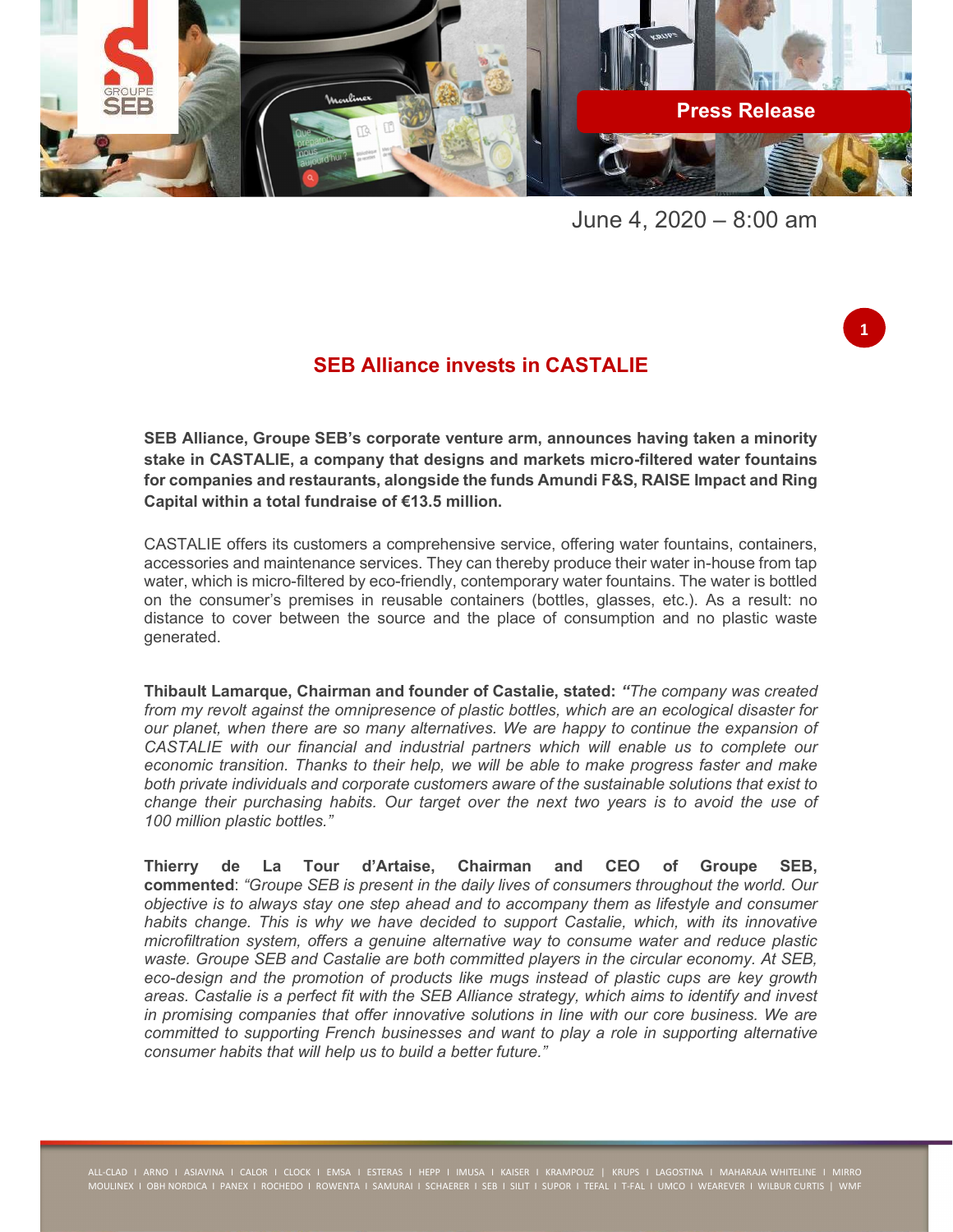Press Release

June 4, 2020 – 8:00 am

# SEB Alliance invests in CASTALIE

**SEB Alliance, Groupe SEB's corporate venture arm, announces having taken a minority stake in CASTALIE, a company that designs and markets micro-filtered water fountains for companies and restaurants, alongside the funds Amundi F&S, RAISE Impact and Ring Capital within a total fundraise of €13.5 million.**

CASTALIE offers its customers a comprehensive service, offering water fountains, containers, accessories and maintenance services. They can thereby produce their water in-house from tap water, which is micro-filtered by eco-friendly, contemporary water fountains. The water is bottled on the consumer's premises in reusable containers (bottles, glasses, etc.). As a result: no distance to cover between the source and the place of consumption and no plastic waste generated.

**Thibault Lamarque, Chairman and founder of Castalie, stated:** ***"****The company was created from my revolt against the omnipresence of plastic bottles, which are an ecological disaster for our planet, when there are so many alternatives. We are happy to continue the expansion of CASTALIE with our financial and industrial partners which will enable us to complete our economic transition. Thanks to their help, we will be able to make progress faster and make both private individuals and corporate customers aware of the sustainable solutions that exist to change their purchasing habits. Our target over the next two years is to avoid the use of 100 million plastic bottles."*

**Thierry de La Tour d'Artaise, Chairman and CEO of Groupe SEB, commented**: *"Groupe SEB is present in the daily lives of consumers throughout the world. Our objective is to always stay one step ahead and to accompany them as lifestyle and consumer habits change. This is why we have decided to support Castalie, which, with its innovative microfiltration system, offers a genuine alternative way to consume water and reduce plastic waste. Groupe SEB and Castalie are both committed players in the circular economy. At SEB, eco-design and the promotion of products like mugs instead of plastic cups are key growth areas. Castalie is a perfect fit with the SEB Alliance strategy, which aims to identify and invest in promising companies that offer innovative solutions in line with our core business. We are committed to supporting French businesses and want to play a role in supporting alternative consumer habits that will help us to build a better future."*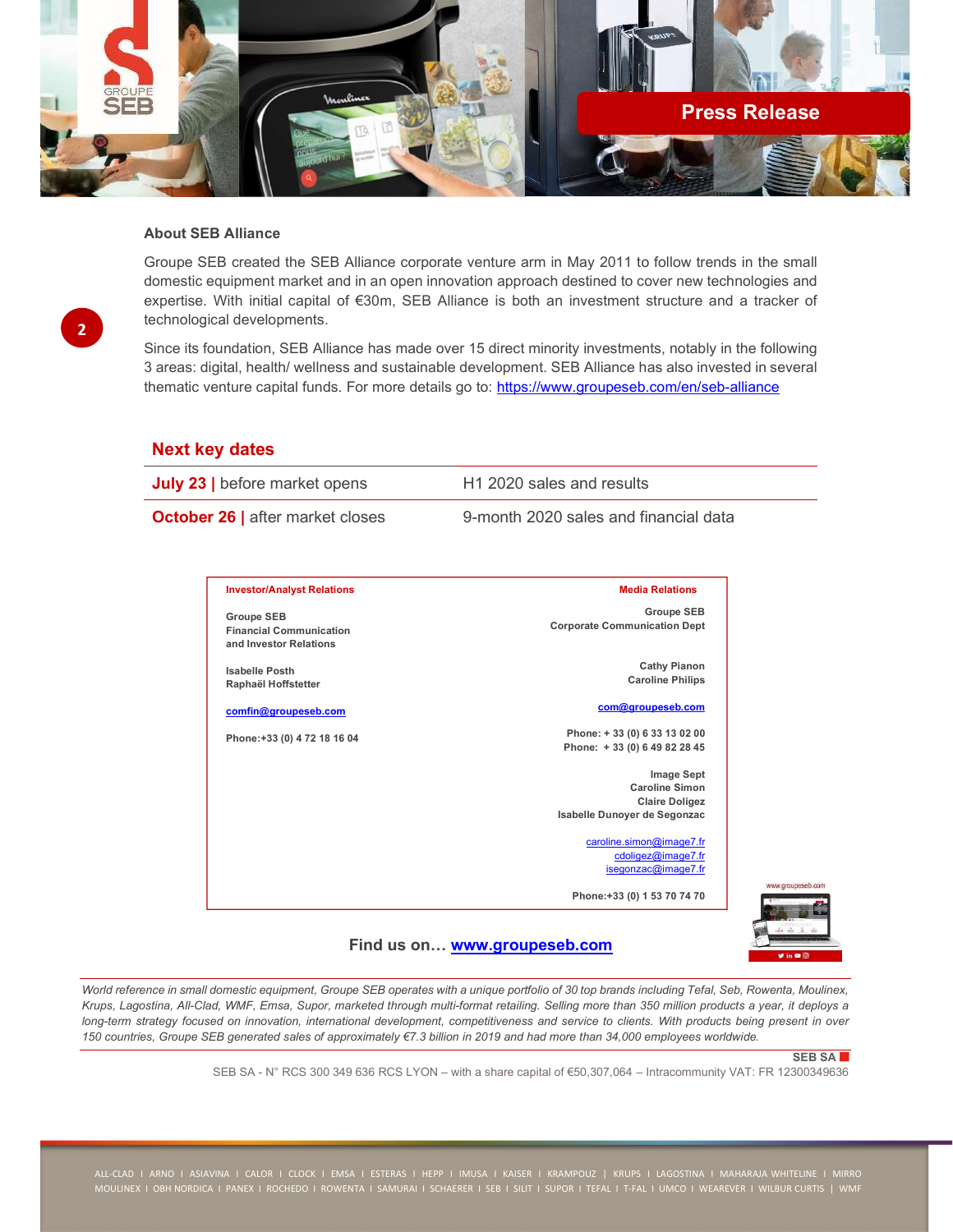### About SEB Alliance

Groupe SEB created the SEB Alliance corporate venture arm in May 2011 to follow trends in the small domestic equipment market and in an open innovation approach destined to cover new technologies and expertise. With initial capital of €30m, SEB Alliance is both an investment structure and a tracker of technological developments.

Since its foundation, SEB Alliance has made over 15 direct minority investments, notably in the following 3 areas: digital, health/ wellness and sustainable development. SEB Alliance has also invested in several thematic venture capital funds. For more details go to: https://www.groupeseb.com/en/seb-alliance

## Next key dates

| | |
|---|---|
| **July 23 \|** before market opens | H1 2020 sales and results |
| **October 26 \|** after market closes | 9-month 2020 sales and financial data |

**Investor/Analyst Relations**

**Groupe SEB**
**Financial Communication and Investor Relations**

**Isabelle Posth**
**Raphaël Hoffstetter**

**comfin@groupeseb.com**

**Phone:+33 (0) 4 72 18 16 04**

**Media Relations**

**Groupe SEB**
**Corporate Communication Dept**

**Cathy Pianon**
**Caroline Philips**

**com@groupeseb.com**

**Phone: + 33 (0) 6 33 13 02 00**
**Phone: + 33 (0) 6 49 82 28 45**

**Image Sept**
**Caroline Simon**
**Claire Doligez**
**Isabelle Dunoyer de Segonzac**

caroline.simon@image7.fr
cdoligez@image7.fr
isegonzac@image7.fr

**Phone:+33 (0) 1 53 70 74 70**

**Find us on… www.groupeseb.com**

*World reference in small domestic equipment, Groupe SEB operates with a unique portfolio of 30 top brands including Tefal, Seb, Rowenta, Moulinex, Krups, Lagostina, All-Clad, WMF, Emsa, Supor, marketed through multi-format retailing. Selling more than 350 million products a year, it deploys a long-term strategy focused on innovation, international development, competitiveness and service to clients. With products being present in over 150 countries, Groupe SEB generated sales of approximately €7.3 billion in 2019 and had more than 34,000 employees worldwide.*

**SEB SA**

SEB SA - N° RCS 300 349 636 RCS LYON – with a share capital of €50,307,064 – Intracommunity VAT: FR 12300349636

ALL-CLAD I ARNO I ASIAVINA I CALOR I CLOCK I EMSA I ESTERAS I HEPP I IMUSA I KAISER I KRAMPOUZ | KRUPS I LAGOSTINA I MAHARAJA WHITELINE I MIRRO MOULINEX I OBH NORDICA I PANEX I ROCHEDO I ROWENTA I SAMURAI I SCHAERER I SEB I SILIT I SUPOR I TEFAL I T-FAL I UMCO I WEAREVER I WILBUR CURTIS | WMF